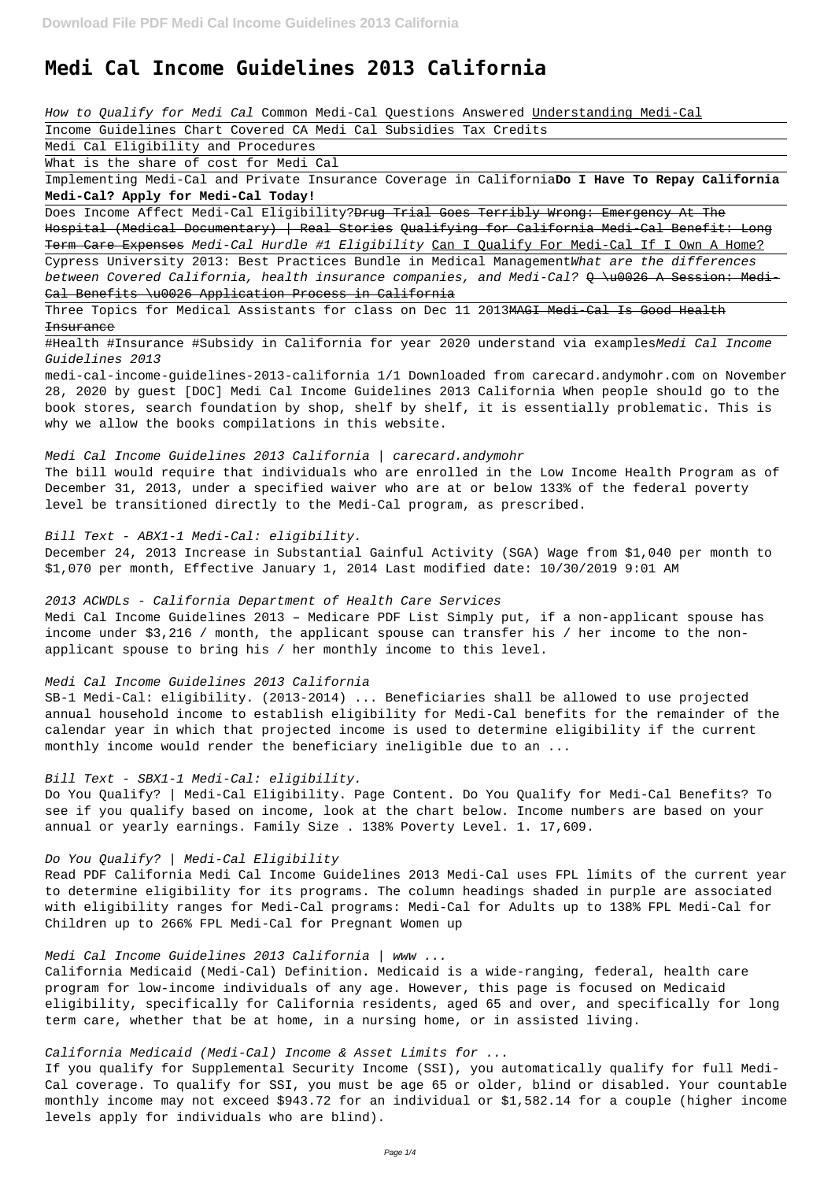# Medi Cal Income Guidelines 2013 California

*How to Qualify for Medi Cal* Common Medi-Cal Questions Answered Understanding Medi-Cal

Income Guidelines Chart Covered CA Medi Cal Subsidies Tax Credits

Medi Cal Eligibility and Procedures

What is the share of cost for Medi Cal

Implementing Medi-Cal and Private Insurance Coverage in California **Do I Have To Repay California Medi-Cal? Apply for Medi-Cal Today!**

Does Income Affect Medi-Cal Eligibility? ~~Drug Trial Goes Terribly Wrong: Emergency At The Hospital (Medical Documentary) | Real Stories Qualifying for California Medi-Cal Benefit: Long Term Care Expenses~~ *Medi-Cal Hurdle #1 Eligibility* Can I Qualify For Medi-Cal If I Own A Home?

Cypress University 2013: Best Practices Bundle in Medical Management *What are the differences between Covered California, health insurance companies, and Medi-Cal?* ~~Q \u0026 A Session: Medi-Cal Benefits \u0026 Application Process in California~~

Three Topics for Medical Assistants for class on Dec 11 2013 ~~MAGI Medi-Cal Is Good Health Insurance~~

#Health #Insurance #Subsidy in California for year 2020 understand via examples *Medi Cal Income Guidelines 2013*

medi-cal-income-guidelines-2013-california 1/1 Downloaded from carecard.andymohr.com on November 28, 2020 by guest [DOC] Medi Cal Income Guidelines 2013 California When people should go to the book stores, search foundation by shop, shelf by shelf, it is essentially problematic. This is why we allow the books compilations in this website.

*Medi Cal Income Guidelines 2013 California | carecard.andymohr*

The bill would require that individuals who are enrolled in the Low Income Health Program as of December 31, 2013, under a specified waiver who are at or below 133% of the federal poverty level be transitioned directly to the Medi-Cal program, as prescribed.

*Bill Text - ABX1-1 Medi-Cal: eligibility.*

December 24, 2013 Increase in Substantial Gainful Activity (SGA) Wage from $1,040 per month to $1,070 per month, Effective January 1, 2014 Last modified date: 10/30/2019 9:01 AM

*2013 ACWDLs - California Department of Health Care Services*

Medi Cal Income Guidelines 2013 – Medicare PDF List Simply put, if a non-applicant spouse has income under $3,216 / month, the applicant spouse can transfer his / her income to the non-applicant spouse to bring his / her monthly income to this level.

*Medi Cal Income Guidelines 2013 California*

SB-1 Medi-Cal: eligibility. (2013-2014) ... Beneficiaries shall be allowed to use projected annual household income to establish eligibility for Medi-Cal benefits for the remainder of the calendar year in which that projected income is used to determine eligibility if the current monthly income would render the beneficiary ineligible due to an ...

*Bill Text - SBX1-1 Medi-Cal: eligibility.*

Do You Qualify? | Medi-Cal Eligibility. Page Content. Do You Qualify for Medi-Cal Benefits? To see if you qualify based on income, look at the chart below. Income numbers are based on your annual or yearly earnings. Family Size . 138% Poverty Level. 1. 17,609.

*Do You Qualify? | Medi-Cal Eligibility*

Read PDF California Medi Cal Income Guidelines 2013 Medi-Cal uses FPL limits of the current year to determine eligibility for its programs. The column headings shaded in purple are associated with eligibility ranges for Medi-Cal programs: Medi-Cal for Adults up to 138% FPL Medi-Cal for Children up to 266% FPL Medi-Cal for Pregnant Women up

*Medi Cal Income Guidelines 2013 California | www ...*

California Medicaid (Medi-Cal) Definition. Medicaid is a wide-ranging, federal, health care program for low-income individuals of any age. However, this page is focused on Medicaid eligibility, specifically for California residents, aged 65 and over, and specifically for long term care, whether that be at home, in a nursing home, or in assisted living.

*California Medicaid (Medi-Cal) Income & Asset Limits for ...*

If you qualify for Supplemental Security Income (SSI), you automatically qualify for full Medi-Cal coverage. To qualify for SSI, you must be age 65 or older, blind or disabled. Your countable monthly income may not exceed $943.72 for an individual or $1,582.14 for a couple (higher income levels apply for individuals who are blind).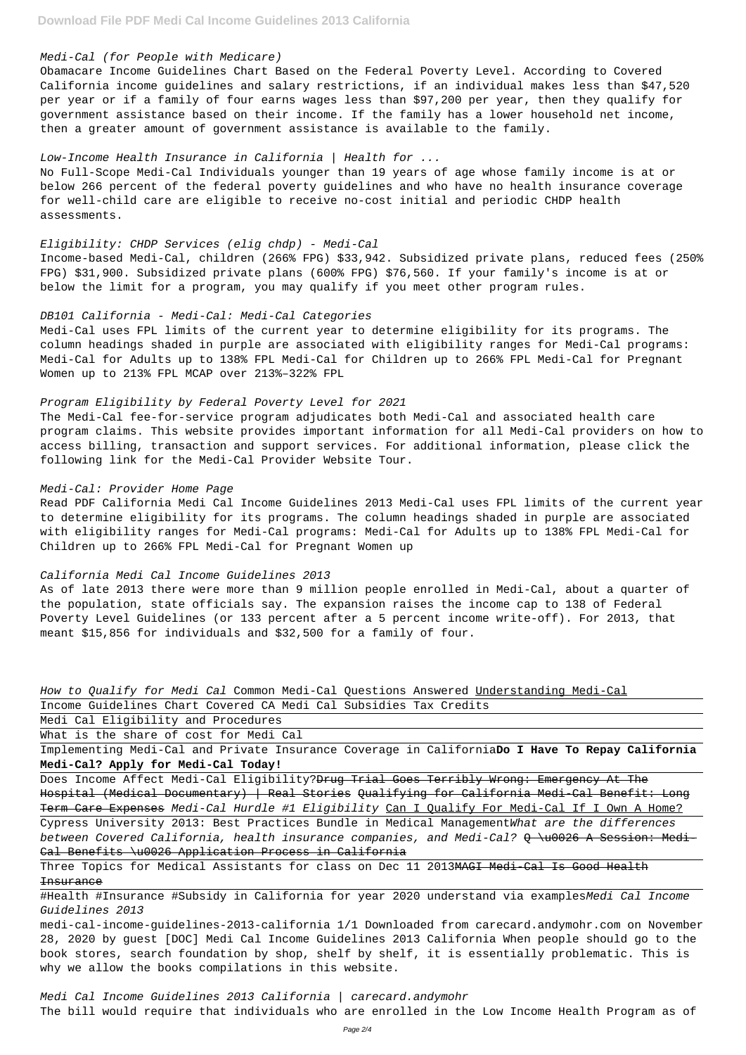*Medi-Cal (for People with Medicare)*

Obamacare Income Guidelines Chart Based on the Federal Poverty Level. According to Covered California income guidelines and salary restrictions, if an individual makes less than $47,520 per year or if a family of four earns wages less than $97,200 per year, then they qualify for government assistance based on their income. If the family has a lower household net income, then a greater amount of government assistance is available to the family.

*Low-Income Health Insurance in California | Health for ...*

No Full-Scope Medi-Cal Individuals younger than 19 years of age whose family income is at or below 266 percent of the federal poverty guidelines and who have no health insurance coverage for well-child care are eligible to receive no-cost initial and periodic CHDP health assessments.

*Eligibility: CHDP Services (elig chdp) - Medi-Cal*

Income-based Medi-Cal, children (266% FPG) $33,942. Subsidized private plans, reduced fees (250% FPG) $31,900. Subsidized private plans (600% FPG) $76,560. If your family's income is at or below the limit for a program, you may qualify if you meet other program rules.

*DB101 California - Medi-Cal: Medi-Cal Categories*

Medi-Cal uses FPL limits of the current year to determine eligibility for its programs. The column headings shaded in purple are associated with eligibility ranges for Medi-Cal programs: Medi-Cal for Adults up to 138% FPL Medi-Cal for Children up to 266% FPL Medi-Cal for Pregnant Women up to 213% FPL MCAP over 213%–322% FPL

*Program Eligibility by Federal Poverty Level for 2021*

The Medi-Cal fee-for-service program adjudicates both Medi-Cal and associated health care program claims. This website provides important information for all Medi-Cal providers on how to access billing, transaction and support services. For additional information, please click the following link for the Medi-Cal Provider Website Tour.

*Medi-Cal: Provider Home Page*

Read PDF California Medi Cal Income Guidelines 2013 Medi-Cal uses FPL limits of the current year to determine eligibility for its programs. The column headings shaded in purple are associated with eligibility ranges for Medi-Cal programs: Medi-Cal for Adults up to 138% FPL Medi-Cal for Children up to 266% FPL Medi-Cal for Pregnant Women up

*California Medi Cal Income Guidelines 2013*

As of late 2013 there were more than 9 million people enrolled in Medi-Cal, about a quarter of the population, state officials say. The expansion raises the income cap to 138 of Federal Poverty Level Guidelines (or 133 percent after a 5 percent income write-off). For 2013, that meant $15,856 for individuals and $32,500 for a family of four.

*How to Qualify for Medi Cal* Common Medi-Cal Questions Answered Understanding Medi-Cal

Income Guidelines Chart Covered CA Medi Cal Subsidies Tax Credits

Medi Cal Eligibility and Procedures

What is the share of cost for Medi Cal

Implementing Medi-Cal and Private Insurance Coverage in California **Do I Have To Repay California Medi-Cal? Apply for Medi-Cal Today!**

Does Income Affect Medi-Cal Eligibility? ~~Drug Trial Goes Terribly Wrong: Emergency At The Hospital (Medical Documentary) | Real Stories~~ ~~Qualifying for California Medi-Cal Benefit: Long Term Care Expenses~~ *Medi-Cal Hurdle #1 Eligibility* Can I Qualify For Medi-Cal If I Own A Home?

Cypress University 2013: Best Practices Bundle in Medical Management *What are the differences between Covered California, health insurance companies, and Medi-Cal?* ~~Q \u0026 A Session: Medi-Cal Benefits \u0026 Application Process in California~~

Three Topics for Medical Assistants for class on Dec 11 2013 ~~MAGI Medi-Cal Is Good Health Insurance~~

#Health #Insurance #Subsidy in California for year 2020 understand via examples *Medi Cal Income Guidelines 2013*

medi-cal-income-guidelines-2013-california 1/1 Downloaded from carecard.andymohr.com on November 28, 2020 by guest [DOC] Medi Cal Income Guidelines 2013 California When people should go to the book stores, search foundation by shop, shelf by shelf, it is essentially problematic. This is why we allow the books compilations in this website.

*Medi Cal Income Guidelines 2013 California | carecard.andymohr*

The bill would require that individuals who are enrolled in the Low Income Health Program as of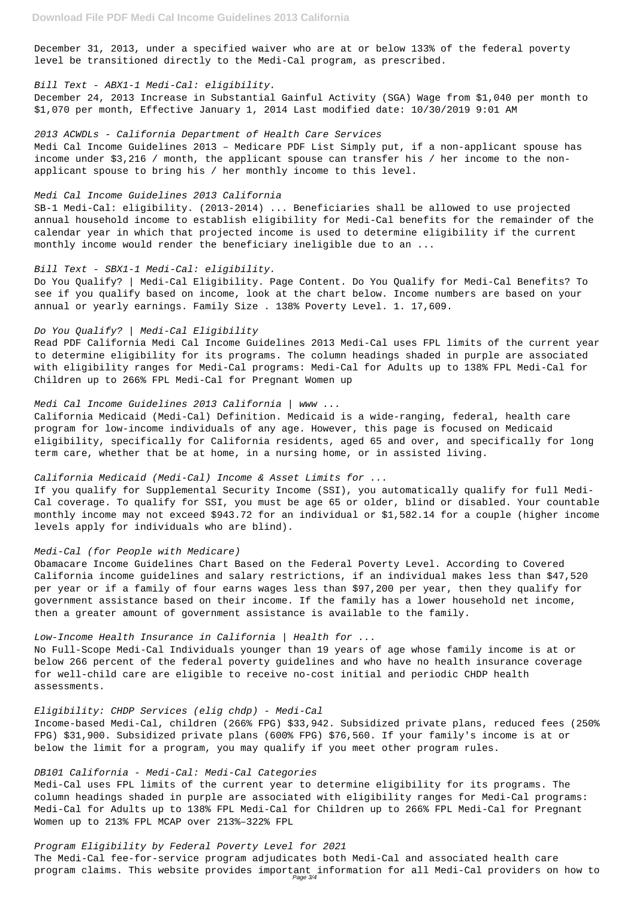December 31, 2013, under a specified waiver who are at or below 133% of the federal poverty level be transitioned directly to the Medi-Cal program, as prescribed.

*Bill Text - ABX1-1 Medi-Cal: eligibility.*

December 24, 2013 Increase in Substantial Gainful Activity (SGA) Wage from $1,040 per month to $1,070 per month, Effective January 1, 2014 Last modified date: 10/30/2019 9:01 AM

*2013 ACWDLs - California Department of Health Care Services*

Medi Cal Income Guidelines 2013 – Medicare PDF List Simply put, if a non-applicant spouse has income under $3,216 / month, the applicant spouse can transfer his / her income to the non-applicant spouse to bring his / her monthly income to this level.

*Medi Cal Income Guidelines 2013 California*

SB-1 Medi-Cal: eligibility. (2013-2014) ... Beneficiaries shall be allowed to use projected annual household income to establish eligibility for Medi-Cal benefits for the remainder of the calendar year in which that projected income is used to determine eligibility if the current monthly income would render the beneficiary ineligible due to an ...

*Bill Text - SBX1-1 Medi-Cal: eligibility.*

Do You Qualify? | Medi-Cal Eligibility. Page Content. Do You Qualify for Medi-Cal Benefits? To see if you qualify based on income, look at the chart below. Income numbers are based on your annual or yearly earnings. Family Size . 138% Poverty Level. 1. 17,609.

*Do You Qualify? | Medi-Cal Eligibility*

Read PDF California Medi Cal Income Guidelines 2013 Medi-Cal uses FPL limits of the current year to determine eligibility for its programs. The column headings shaded in purple are associated with eligibility ranges for Medi-Cal programs: Medi-Cal for Adults up to 138% FPL Medi-Cal for Children up to 266% FPL Medi-Cal for Pregnant Women up

*Medi Cal Income Guidelines 2013 California | www ...*

California Medicaid (Medi-Cal) Definition. Medicaid is a wide-ranging, federal, health care program for low-income individuals of any age. However, this page is focused on Medicaid eligibility, specifically for California residents, aged 65 and over, and specifically for long term care, whether that be at home, in a nursing home, or in assisted living.

*California Medicaid (Medi-Cal) Income & Asset Limits for ...*

If you qualify for Supplemental Security Income (SSI), you automatically qualify for full Medi-Cal coverage. To qualify for SSI, you must be age 65 or older, blind or disabled. Your countable monthly income may not exceed $943.72 for an individual or $1,582.14 for a couple (higher income levels apply for individuals who are blind).

*Medi-Cal (for People with Medicare)*

Obamacare Income Guidelines Chart Based on the Federal Poverty Level. According to Covered California income guidelines and salary restrictions, if an individual makes less than $47,520 per year or if a family of four earns wages less than $97,200 per year, then they qualify for government assistance based on their income. If the family has a lower household net income, then a greater amount of government assistance is available to the family.

*Low-Income Health Insurance in California | Health for ...*

No Full-Scope Medi-Cal Individuals younger than 19 years of age whose family income is at or below 266 percent of the federal poverty guidelines and who have no health insurance coverage for well-child care are eligible to receive no-cost initial and periodic CHDP health assessments.

*Eligibility: CHDP Services (elig chdp) - Medi-Cal*

Income-based Medi-Cal, children (266% FPG) $33,942. Subsidized private plans, reduced fees (250% FPG) $31,900. Subsidized private plans (600% FPG) $76,560. If your family's income is at or below the limit for a program, you may qualify if you meet other program rules.

*DB101 California - Medi-Cal: Medi-Cal Categories*

Medi-Cal uses FPL limits of the current year to determine eligibility for its programs. The column headings shaded in purple are associated with eligibility ranges for Medi-Cal programs: Medi-Cal for Adults up to 138% FPL Medi-Cal for Children up to 266% FPL Medi-Cal for Pregnant Women up to 213% FPL MCAP over 213%–322% FPL

*Program Eligibility by Federal Poverty Level for 2021*

The Medi-Cal fee-for-service program adjudicates both Medi-Cal and associated health care program claims. This website provides important information for all Medi-Cal providers on how to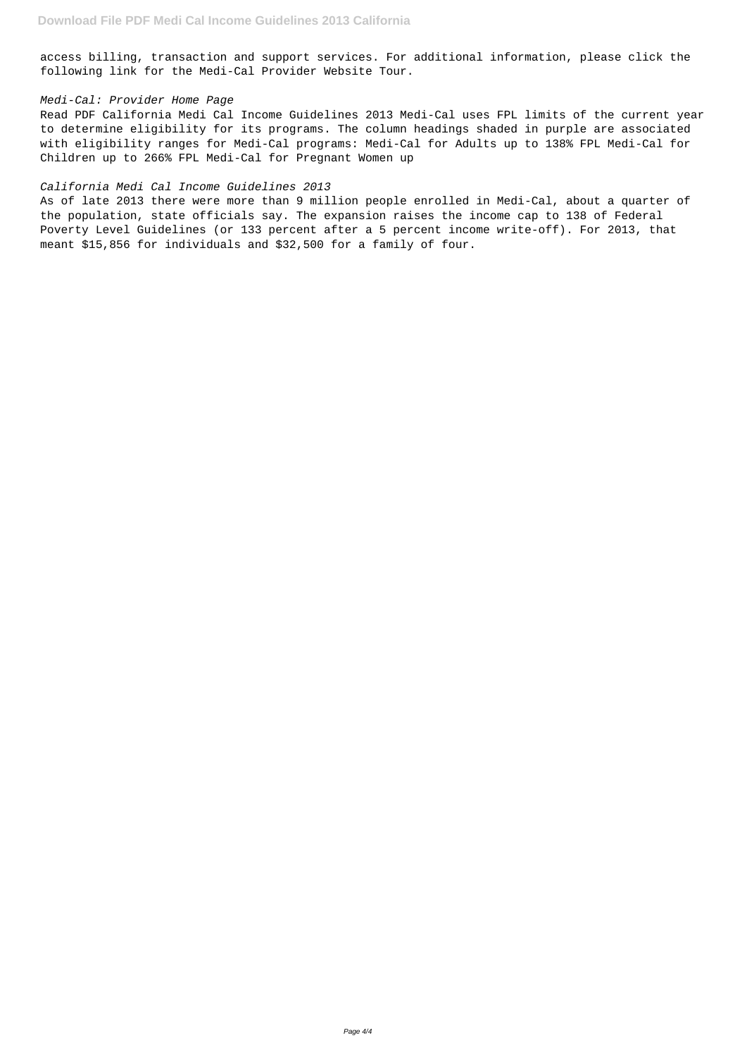access billing, transaction and support services. For additional information, please click the following link for the Medi-Cal Provider Website Tour.

*Medi-Cal: Provider Home Page*

Read PDF California Medi Cal Income Guidelines 2013 Medi-Cal uses FPL limits of the current year to determine eligibility for its programs. The column headings shaded in purple are associated with eligibility ranges for Medi-Cal programs: Medi-Cal for Adults up to 138% FPL Medi-Cal for Children up to 266% FPL Medi-Cal for Pregnant Women up

*California Medi Cal Income Guidelines 2013*

As of late 2013 there were more than 9 million people enrolled in Medi-Cal, about a quarter of the population, state officials say. The expansion raises the income cap to 138 of Federal Poverty Level Guidelines (or 133 percent after a 5 percent income write-off). For 2013, that meant $15,856 for individuals and $32,500 for a family of four.